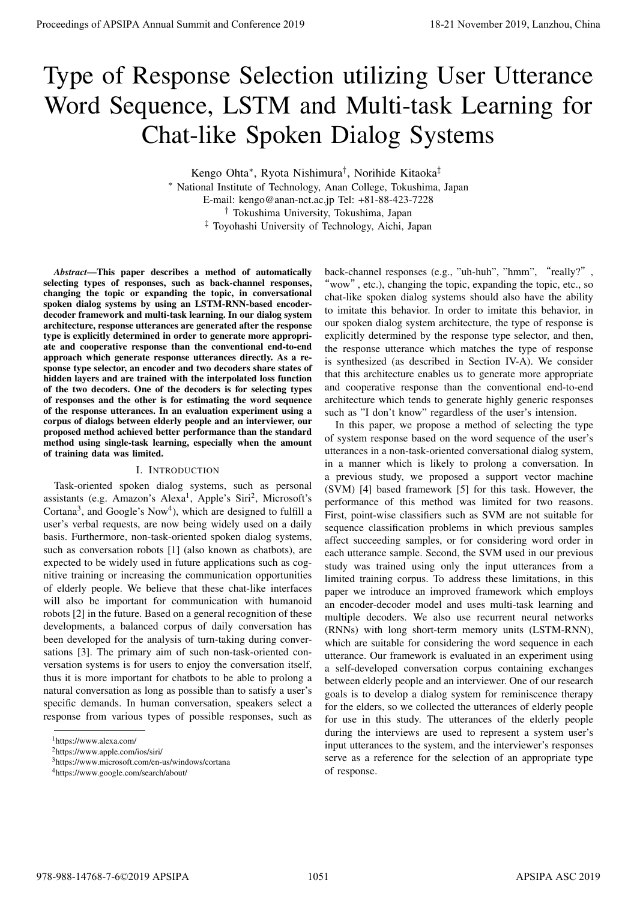# Type of Response Selection utilizing User Utterance Word Sequence, LSTM and Multi-task Learning for Chat-like Spoken Dialog Systems

Kengo Ohta*, Ryota Nishimura†, Norihide Kitaoka‡

\* National Institute of Technology, Anan College, Tokushima, Japan
E-mail: kengo@anan-nct.ac.jp Tel: +81-88-423-7228
† Tokushima University, Tokushima, Japan
‡ Toyohashi University of Technology, Aichi, Japan

***Abstract*—This paper describes a method of automatically selecting types of responses, such as back-channel responses, changing the topic or expanding the topic, in conversational spoken dialog systems by using an LSTM-RNN-based encoder-decoder framework and multi-task learning. In our dialog system architecture, response utterances are generated after the response type is explicitly determined in order to generate more appropriate and cooperative response than the conventional end-to-end approach which generate response utterances directly. As a response type selector, an encoder and two decoders share states of hidden layers and are trained with the interpolated loss function of the two decoders. One of the decoders is for selecting types of responses and the other is for estimating the word sequence of the response utterances. In an evaluation experiment using a corpus of dialogs between elderly people and an interviewer, our proposed method achieved better performance than the standard method using single-task learning, especially when the amount of training data was limited.**

## I. Introduction

Task-oriented spoken dialog systems, such as personal assistants (e.g. Amazon's Alexa[1], Apple's Siri[2], Microsoft's Cortana[3], and Google's Now[4]), which are designed to fulfill a user's verbal requests, are now being widely used on a daily basis. Furthermore, non-task-oriented spoken dialog systems, such as conversation robots [1] (also known as chatbots), are expected to be widely used in future applications such as cognitive training or increasing the communication opportunities of elderly people. We believe that these chat-like interfaces will also be important for communication with humanoid robots [2] in the future. Based on a general recognition of these developments, a balanced corpus of daily conversation has been developed for the analysis of turn-taking during conversations [3]. The primary aim of such non-task-oriented conversation systems is for users to enjoy the conversation itself, thus it is more important for chatbots to be able to prolong a natural conversation as long as possible than to satisfy a user's specific demands. In human conversation, speakers select a response from various types of possible responses, such as back-channel responses (e.g., "uh-huh", "hmm", "really?", "wow", etc.), changing the topic, expanding the topic, etc., so chat-like spoken dialog systems should also have the ability to imitate this behavior. In order to imitate this behavior, in our spoken dialog system architecture, the type of response is explicitly determined by the response type selector, and then, the response utterance which matches the type of response is synthesized (as described in Section IV-A). We consider that this architecture enables us to generate more appropriate and cooperative response than the conventional end-to-end architecture which tends to generate highly generic responses such as "I don't know" regardless of the user's intension.

In this paper, we propose a method of selecting the type of system response based on the word sequence of the user's utterances in a non-task-oriented conversational dialog system, in a manner which is likely to prolong a conversation. In a previous study, we proposed a support vector machine (SVM) [4] based framework [5] for this task. However, the performance of this method was limited for two reasons. First, point-wise classifiers such as SVM are not suitable for sequence classification problems in which previous samples affect succeeding samples, or for considering word order in each utterance sample. Second, the SVM used in our previous study was trained using only the input utterances from a limited training corpus. To address these limitations, in this paper we introduce an improved framework which employs an encoder-decoder model and uses multi-task learning and multiple decoders. We also use recurrent neural networks (RNNs) with long short-term memory units (LSTM-RNN), which are suitable for considering the word sequence in each utterance. Our framework is evaluated in an experiment using a self-developed conversation corpus containing exchanges between elderly people and an interviewer. One of our research goals is to develop a dialog system for reminiscence therapy for the elders, so we collected the utterances of elderly people for use in this study. The utterances of the elderly people during the interviews are used to represent a system user's input utterances to the system, and the interviewer's responses serve as a reference for the selection of an appropriate type of response.

---

[1] https://www.alexa.com/
[2] https://www.apple.com/ios/siri/
[3] https://www.microsoft.com/en-us/windows/cortana
[4] https://www.google.com/search/about/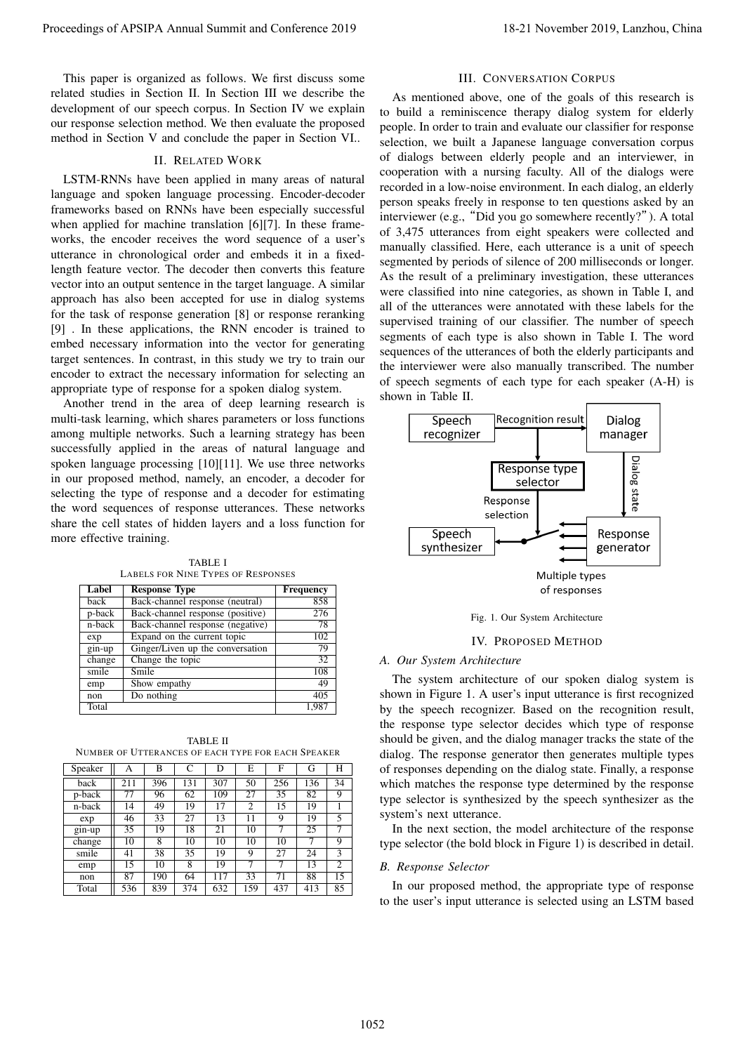This paper is organized as follows. We first discuss some related studies in Section II. In Section III we describe the development of our speech corpus. In Section IV we explain our response selection method. We then evaluate the proposed method in Section V and conclude the paper in Section VI..

## II. Related Work

LSTM-RNNs have been applied in many areas of natural language and spoken language processing. Encoder-decoder frameworks based on RNNs have been especially successful when applied for machine translation [6][7]. In these frameworks, the encoder receives the word sequence of a user's utterance in chronological order and embeds it in a fixed-length feature vector. The decoder then converts this feature vector into an output sentence in the target language. A similar approach has also been accepted for use in dialog systems for the task of response generation [8] or response reranking [9] . In these applications, the RNN encoder is trained to embed necessary information into the vector for generating target sentences. In contrast, in this study we try to train our encoder to extract the necessary information for selecting an appropriate type of response for a spoken dialog system.

Another trend in the area of deep learning research is multi-task learning, which shares parameters or loss functions among multiple networks. Such a learning strategy has been successfully applied in the areas of natural language and spoken language processing [10][11]. We use three networks in our proposed method, namely, an encoder, a decoder for selecting the type of response and a decoder for estimating the word sequences of response utterances. These networks share the cell states of hidden layers and a loss function for more effective training.

TABLE I
Labels for Nine Types of Responses

| Label | Response Type | Frequency |
|---|---|---|
| back | Back-channel response (neutral) | 858 |
| p-back | Back-channel response (positive) | 276 |
| n-back | Back-channel response (negative) | 78 |
| exp | Expand on the current topic | 102 |
| gin-up | Ginger/Liven up the conversation | 79 |
| change | Change the topic | 32 |
| smile | Smile | 108 |
| emp | Show empathy | 49 |
| non | Do nothing | 405 |
| Total | | 1,987 |

TABLE II
Number of Utterances of each Type for each Speaker

| Speaker | A | B | C | D | E | F | G | H |
|---|---|---|---|---|---|---|---|---|
| back | 211 | 396 | 131 | 307 | 50 | 256 | 136 | 34 |
| p-back | 77 | 96 | 62 | 109 | 27 | 35 | 82 | 9 |
| n-back | 14 | 49 | 19 | 17 | 2 | 15 | 19 | 1 |
| exp | 46 | 33 | 27 | 13 | 11 | 9 | 19 | 5 |
| gin-up | 35 | 19 | 18 | 21 | 10 | 7 | 25 | 7 |
| change | 10 | 8 | 10 | 10 | 10 | 10 | 7 | 9 |
| smile | 41 | 38 | 35 | 19 | 9 | 27 | 24 | 3 |
| emp | 15 | 10 | 8 | 19 | 7 | 7 | 13 | 2 |
| non | 87 | 190 | 64 | 117 | 33 | 71 | 88 | 15 |
| Total | 536 | 839 | 374 | 632 | 159 | 437 | 413 | 85 |

## III. Conversation Corpus

As mentioned above, one of the goals of this research is to build a reminiscence therapy dialog system for elderly people. In order to train and evaluate our classifier for response selection, we built a Japanese language conversation corpus of dialogs between elderly people and an interviewer, in cooperation with a nursing faculty. All of the dialogs were recorded in a low-noise environment. In each dialog, an elderly person speaks freely in response to ten questions asked by an interviewer (e.g., "Did you go somewhere recently?"). A total of 3,475 utterances from eight speakers were collected and manually classified. Here, each utterance is a unit of speech segmented by periods of silence of 200 milliseconds or longer. As the result of a preliminary investigation, these utterances were classified into nine categories, as shown in Table I, and all of the utterances were annotated with these labels for the supervised training of our classifier. The number of speech segments of each type is also shown in Table I. The word sequences of the utterances of both the elderly participants and the interviewer were also manually transcribed. The number of speech segments of each type for each speaker (A-H) is shown in Table II.

Fig. 1. Our System Architecture

## IV. Proposed Method

### A. Our System Architecture

The system architecture of our spoken dialog system is shown in Figure 1. A user's input utterance is first recognized by the speech recognizer. Based on the recognition result, the response type selector decides which type of response should be given, and the dialog manager tracks the state of the dialog. The response generator then generates multiple types of responses depending on the dialog state. Finally, a response which matches the response type determined by the response type selector is synthesized by the speech synthesizer as the system's next utterance.

In the next section, the model architecture of the response type selector (the bold block in Figure 1) is described in detail.

### B. Response Selector

In our proposed method, the appropriate type of response to the user's input utterance is selected using an LSTM based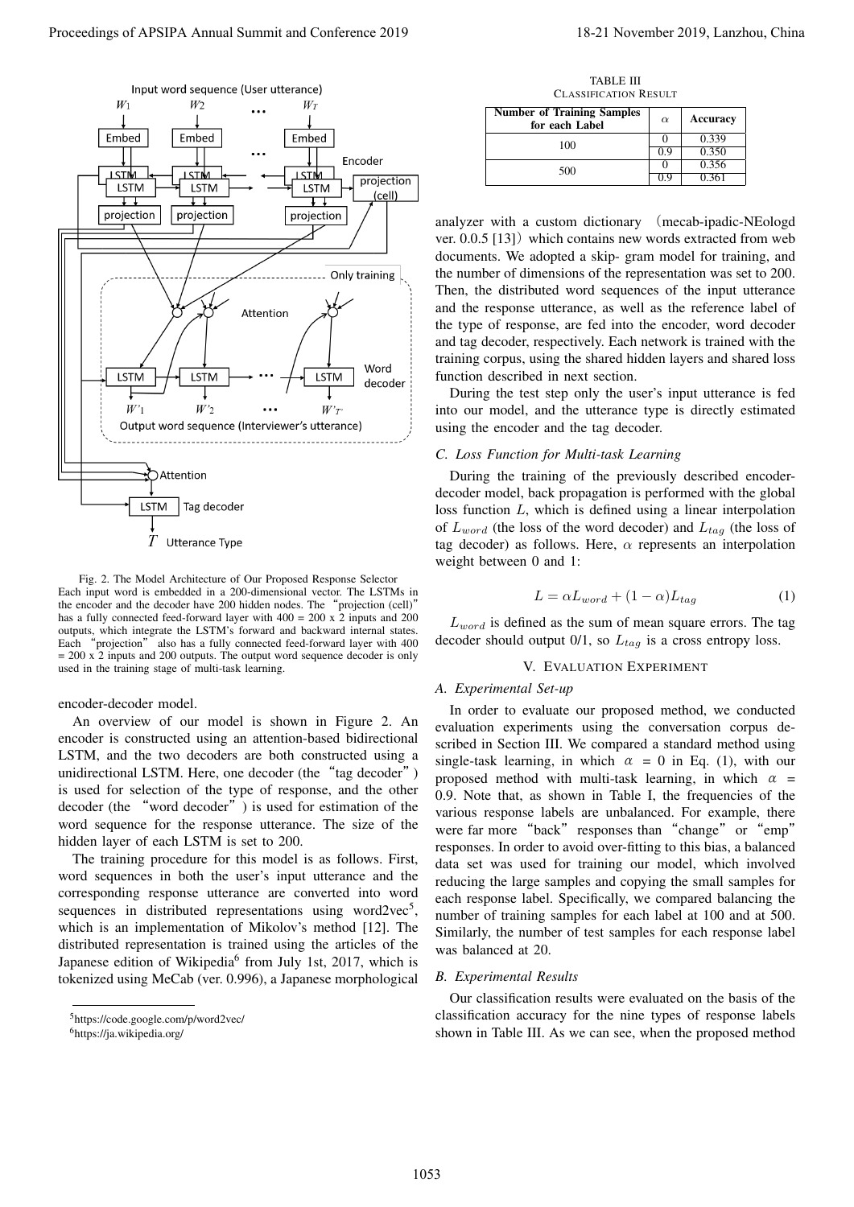Fig. 2. The Model Architecture of Our Proposed Response Selector
Each input word is embedded in a 200-dimensional vector. The LSTMs in the encoder and the decoder have 200 hidden nodes. The "projection (cell)" has a fully connected feed-forward layer with 400 = 200 x 2 inputs and 200 outputs, which integrate the LSTM's forward and backward internal states. Each "projection" also has a fully connected feed-forward layer with 400 = 200 x 2 inputs and 200 outputs. The output word sequence decoder is only used in the training stage of multi-task learning.

encoder-decoder model.

An overview of our model is shown in Figure 2. An encoder is constructed using an attention-based bidirectional LSTM, and the two decoders are both constructed using a unidirectional LSTM. Here, one decoder (the "tag decoder") is used for selection of the type of response, and the other decoder (the "word decoder") is used for estimation of the word sequence for the response utterance. The size of the hidden layer of each LSTM is set to 200.

The training procedure for this model is as follows. First, word sequences in both the user's input utterance and the corresponding response utterance are converted into word sequences in distributed representations using word2vec[5], which is an implementation of Mikolov's method [12]. The distributed representation is trained using the articles of the Japanese edition of Wikipedia[6] from July 1st, 2017, which is tokenized using MeCab (ver. 0.996), a Japanese morphological analyzer with a custom dictionary （mecab-ipadic-NEologd ver. 0.0.5 [13]）which contains new words extracted from web documents. We adopted a skip- gram model for training, and the number of dimensions of the representation was set to 200. Then, the distributed word sequences of the input utterance and the response utterance, as well as the reference label of the type of response, are fed into the encoder, word decoder and tag decoder, respectively. Each network is trained with the training corpus, using the shared hidden layers and shared loss function described in next section.

During the test step only the user's input utterance is fed into our model, and the utterance type is directly estimated using the encoder and the tag decoder.

### C. Loss Function for Multi-task Learning

During the training of the previously described encoder-decoder model, back propagation is performed with the global loss function $L$, which is defined using a linear interpolation of $L_{word}$ (the loss of the word decoder) and $L_{tag}$ (the loss of tag decoder) as follows. Here, $\alpha$ represents an interpolation weight between 0 and 1:

$$L = \alpha L_{word} + (1 - \alpha) L_{tag} \quad (1)$$

$L_{word}$ is defined as the sum of mean square errors. The tag decoder should output 0/1, so $L_{tag}$ is a cross entropy loss.

## V. Evaluation Experiment

### A. Experimental Set-up

In order to evaluate our proposed method, we conducted evaluation experiments using the conversation corpus described in Section III. We compared a standard method using single-task learning, in which $\alpha = 0$ in Eq. (1), with our proposed method with multi-task learning, in which $\alpha = 0.9$. Note that, as shown in Table I, the frequencies of the various response labels are unbalanced. For example, there were far more "back" responses than "change" or "emp" responses. In order to avoid over-fitting to this bias, a balanced data set was used for training our model, which involved reducing the large samples and copying the small samples for each response label. Specifically, we compared balancing the number of training samples for each label at 100 and at 500. Similarly, the number of test samples for each response label was balanced at 20.

TABLE III
Classification Result

| Number of Training Samples for each Label | $\alpha$ | Accuracy |
|---|---|---|
| 100 | 0 | 0.339 |
| | 0.9 | 0.350 |
| 500 | 0 | 0.356 |
| | 0.9 | 0.361 |

### B. Experimental Results

Our classification results were evaluated on the basis of the classification accuracy for the nine types of response labels shown in Table III. As we can see, when the proposed method

[5]https://code.google.com/p/word2vec/

[6]https://ja.wikipedia.org/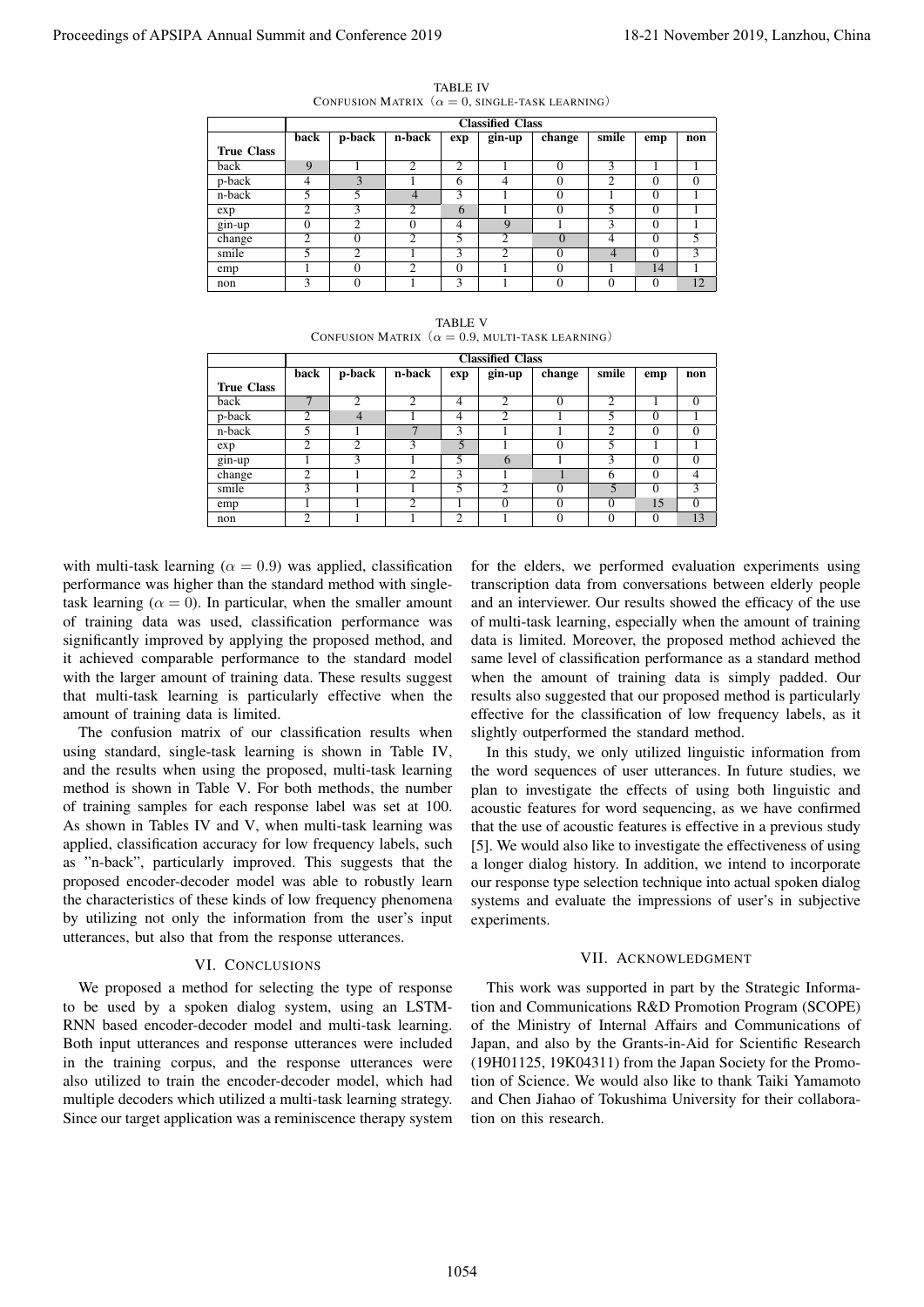TABLE IV
CONFUSION MATRIX（$\alpha = 0$, SINGLE-TASK LEARNING）

| | Classified Class | | | | | | | | |
|---|---|---|---|---|---|---|---|---|---|
| True Class | back | p-back | n-back | exp | gin-up | change | smile | emp | non |
| back | 9 | 1 | 2 | 2 | 1 | 0 | 3 | 1 | 1 |
| p-back | 4 | 3 | 1 | 6 | 4 | 0 | 2 | 0 | 0 |
| n-back | 5 | 5 | 4 | 3 | 1 | 0 | 1 | 0 | 1 |
| exp | 2 | 3 | 2 | 6 | 1 | 0 | 5 | 0 | 1 |
| gin-up | 0 | 2 | 0 | 4 | 9 | 1 | 3 | 0 | 1 |
| change | 2 | 0 | 2 | 5 | 2 | 0 | 4 | 0 | 5 |
| smile | 5 | 2 | 1 | 3 | 2 | 0 | 4 | 0 | 3 |
| emp | 1 | 0 | 2 | 0 | 1 | 0 | 1 | 14 | 1 |
| non | 3 | 0 | 1 | 3 | 1 | 0 | 0 | 0 | 12 |

TABLE V
CONFUSION MATRIX（$\alpha = 0.9$, MULTI-TASK LEARNING）

| | Classified Class | | | | | | | | |
|---|---|---|---|---|---|---|---|---|---|
| True Class | back | p-back | n-back | exp | gin-up | change | smile | emp | non |
| back | 7 | 2 | 2 | 4 | 2 | 0 | 2 | 1 | 0 |
| p-back | 2 | 4 | 1 | 4 | 2 | 1 | 5 | 0 | 1 |
| n-back | 5 | 1 | 7 | 3 | 1 | 1 | 2 | 0 | 0 |
| exp | 2 | 2 | 3 | 5 | 1 | 0 | 5 | 1 | 1 |
| gin-up | 1 | 3 | 1 | 5 | 6 | 1 | 3 | 0 | 0 |
| change | 2 | 1 | 2 | 3 | 1 | 1 | 6 | 0 | 4 |
| smile | 3 | 1 | 1 | 5 | 2 | 0 | 5 | 0 | 3 |
| emp | 1 | 1 | 2 | 1 | 0 | 0 | 0 | 15 | 0 |
| non | 2 | 1 | 1 | 2 | 1 | 0 | 0 | 0 | 13 |

with multi-task learning ($\alpha = 0.9$) was applied, classification performance was higher than the standard method with single-task learning ($\alpha = 0$). In particular, when the smaller amount of training data was used, classification performance was significantly improved by applying the proposed method, and it achieved comparable performance to the standard model with the larger amount of training data. These results suggest that multi-task learning is particularly effective when the amount of training data is limited.

The confusion matrix of our classification results when using standard, single-task learning is shown in Table IV, and the results when using the proposed, multi-task learning method is shown in Table V. For both methods, the number of training samples for each response label was set at 100. As shown in Tables IV and V, when multi-task learning was applied, classification accuracy for low frequency labels, such as "n-back", particularly improved. This suggests that the proposed encoder-decoder model was able to robustly learn the characteristics of these kinds of low frequency phenomena by utilizing not only the information from the user's input utterances, but also that from the response utterances.

## VI. CONCLUSIONS

We proposed a method for selecting the type of response to be used by a spoken dialog system, using an LSTM-RNN based encoder-decoder model and multi-task learning. Both input utterances and response utterances were included in the training corpus, and the response utterances were also utilized to train the encoder-decoder model, which had multiple decoders which utilized a multi-task learning strategy. Since our target application was a reminiscence therapy system for the elders, we performed evaluation experiments using transcription data from conversations between elderly people and an interviewer. Our results showed the efficacy of the use of multi-task learning, especially when the amount of training data is limited. Moreover, the proposed method achieved the same level of classification performance as a standard method when the amount of training data is simply padded. Our results also suggested that our proposed method is particularly effective for the classification of low frequency labels, as it slightly outperformed the standard method.

In this study, we only utilized linguistic information from the word sequences of user utterances. In future studies, we plan to investigate the effects of using both linguistic and acoustic features for word sequencing, as we have confirmed that the use of acoustic features is effective in a previous study [5]. We would also like to investigate the effectiveness of using a longer dialog history. In addition, we intend to incorporate our response type selection technique into actual spoken dialog systems and evaluate the impressions of user's in subjective experiments.

## VII. ACKNOWLEDGMENT

This work was supported in part by the Strategic Information and Communications R&D Promotion Program (SCOPE) of the Ministry of Internal Affairs and Communications of Japan, and also by the Grants-in-Aid for Scientific Research (19H01125, 19K04311) from the Japan Society for the Promotion of Science. We would also like to thank Taiki Yamamoto and Chen Jiahao of Tokushima University for their collaboration on this research.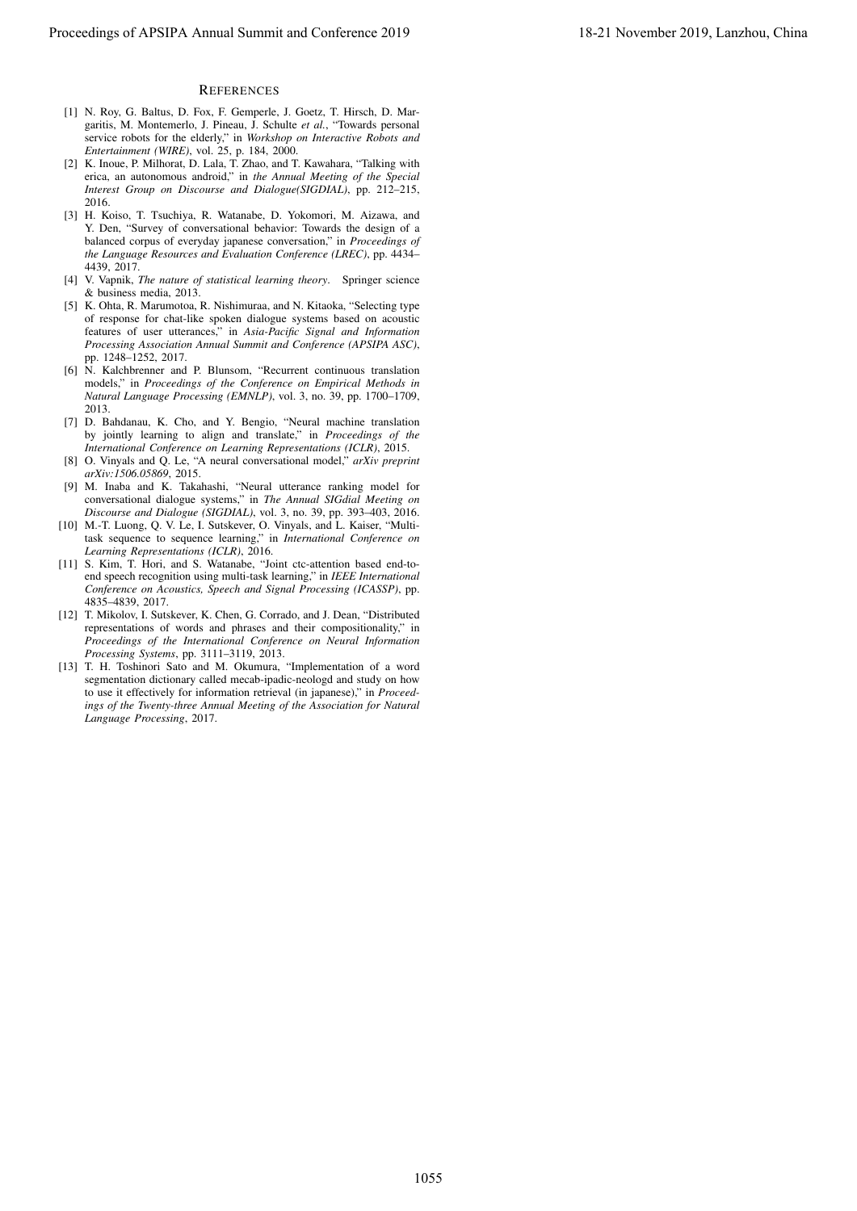## References

[1] N. Roy, G. Baltus, D. Fox, F. Gemperle, J. Goetz, T. Hirsch, D. Margaritis, M. Montemerlo, J. Pineau, J. Schulte *et al.*, "Towards personal service robots for the elderly," in *Workshop on Interactive Robots and Entertainment (WIRE)*, vol. 25, p. 184, 2000.

[2] K. Inoue, P. Milhorat, D. Lala, T. Zhao, and T. Kawahara, "Talking with erica, an autonomous android," in *the Annual Meeting of the Special Interest Group on Discourse and Dialogue(SIGDIAL)*, pp. 212–215, 2016.

[3] H. Koiso, T. Tsuchiya, R. Watanabe, D. Yokomori, M. Aizawa, and Y. Den, "Survey of conversational behavior: Towards the design of a balanced corpus of everyday japanese conversation," in *Proceedings of the Language Resources and Evaluation Conference (LREC)*, pp. 4434–4439, 2017.

[4] V. Vapnik, *The nature of statistical learning theory*. Springer science & business media, 2013.

[5] K. Ohta, R. Marumotoa, R. Nishimuraa, and N. Kitaoka, "Selecting type of response for chat-like spoken dialogue systems based on acoustic features of user utterances," in *Asia-Pacific Signal and Information Processing Association Annual Summit and Conference (APSIPA ASC)*, pp. 1248–1252, 2017.

[6] N. Kalchbrenner and P. Blunsom, "Recurrent continuous translation models," in *Proceedings of the Conference on Empirical Methods in Natural Language Processing (EMNLP)*, vol. 3, no. 39, pp. 1700–1709, 2013.

[7] D. Bahdanau, K. Cho, and Y. Bengio, "Neural machine translation by jointly learning to align and translate," in *Proceedings of the International Conference on Learning Representations (ICLR)*, 2015.

[8] O. Vinyals and Q. Le, "A neural conversational model," *arXiv preprint arXiv:1506.05869*, 2015.

[9] M. Inaba and K. Takahashi, "Neural utterance ranking model for conversational dialogue systems," in *The Annual SIGdial Meeting on Discourse and Dialogue (SIGDIAL)*, vol. 3, no. 39, pp. 393–403, 2016.

[10] M.-T. Luong, Q. V. Le, I. Sutskever, O. Vinyals, and L. Kaiser, "Multi-task sequence to sequence learning," in *International Conference on Learning Representations (ICLR)*, 2016.

[11] S. Kim, T. Hori, and S. Watanabe, "Joint ctc-attention based end-to-end speech recognition using multi-task learning," in *IEEE International Conference on Acoustics, Speech and Signal Processing (ICASSP)*, pp. 4835–4839, 2017.

[12] T. Mikolov, I. Sutskever, K. Chen, G. Corrado, and J. Dean, "Distributed representations of words and phrases and their compositionality," in *Proceedings of the International Conference on Neural Information Processing Systems*, pp. 3111–3119, 2013.

[13] T. H. Toshinori Sato and M. Okumura, "Implementation of a word segmentation dictionary called mecab-ipadic-neologd and study on how to use it effectively for information retrieval (in japanese)," in *Proceedings of the Twenty-three Annual Meeting of the Association for Natural Language Processing*, 2017.